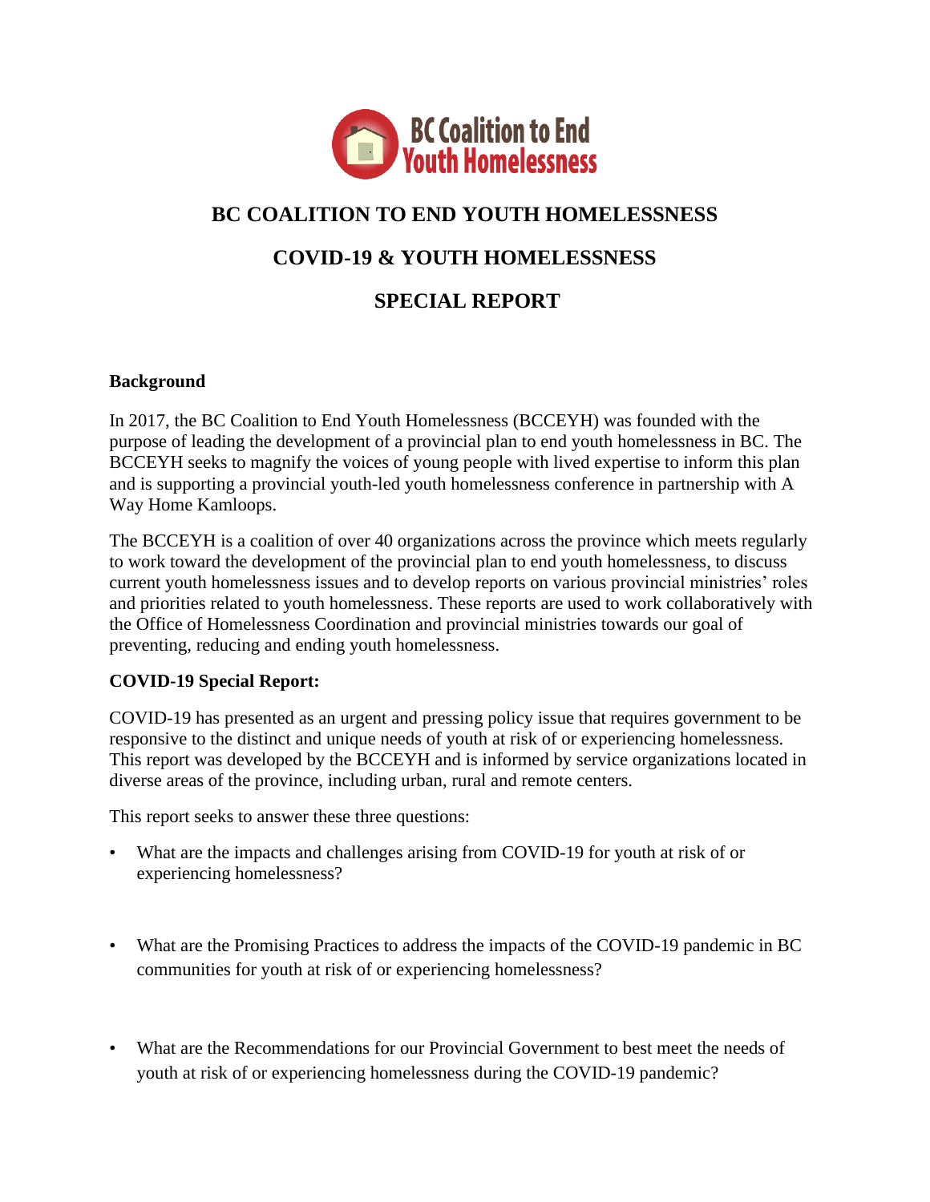BC Coalition to End Youth Homelessness

# BC COALITION TO END YOUTH HOMELESSNESS

# COVID-19 & YOUTH HOMELESSNESS

# SPECIAL REPORT

**Background**

In 2017, the BC Coalition to End Youth Homelessness (BCCEYH) was founded with the purpose of leading the development of a provincial plan to end youth homelessness in BC. The BCCEYH seeks to magnify the voices of young people with lived expertise to inform this plan and is supporting a provincial youth-led youth homelessness conference in partnership with A Way Home Kamloops.

The BCCEYH is a coalition of over 40 organizations across the province which meets regularly to work toward the development of the provincial plan to end youth homelessness, to discuss current youth homelessness issues and to develop reports on various provincial ministries' roles and priorities related to youth homelessness. These reports are used to work collaboratively with the Office of Homelessness Coordination and provincial ministries towards our goal of preventing, reducing and ending youth homelessness.

**COVID-19 Special Report:**

COVID-19 has presented as an urgent and pressing policy issue that requires government to be responsive to the distinct and unique needs of youth at risk of or experiencing homelessness. This report was developed by the BCCEYH and is informed by service organizations located in diverse areas of the province, including urban, rural and remote centers.

This report seeks to answer these three questions:

- What are the impacts and challenges arising from COVID-19 for youth at risk of or experiencing homelessness?
- What are the Promising Practices to address the impacts of the COVID-19 pandemic in BC communities for youth at risk of or experiencing homelessness?
- What are the Recommendations for our Provincial Government to best meet the needs of youth at risk of or experiencing homelessness during the COVID-19 pandemic?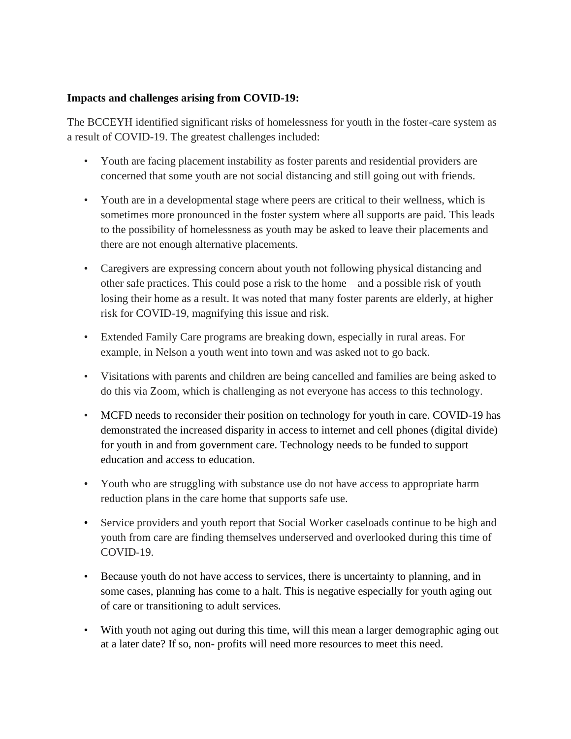**Impacts and challenges arising from COVID-19:**

The BCCEYH identified significant risks of homelessness for youth in the foster-care system as a result of COVID-19. The greatest challenges included:

- Youth are facing placement instability as foster parents and residential providers are concerned that some youth are not social distancing and still going out with friends.
- Youth are in a developmental stage where peers are critical to their wellness, which is sometimes more pronounced in the foster system where all supports are paid. This leads to the possibility of homelessness as youth may be asked to leave their placements and there are not enough alternative placements.
- Caregivers are expressing concern about youth not following physical distancing and other safe practices. This could pose a risk to the home – and a possible risk of youth losing their home as a result. It was noted that many foster parents are elderly, at higher risk for COVID-19, magnifying this issue and risk.
- Extended Family Care programs are breaking down, especially in rural areas. For example, in Nelson a youth went into town and was asked not to go back.
- Visitations with parents and children are being cancelled and families are being asked to do this via Zoom, which is challenging as not everyone has access to this technology.
- MCFD needs to reconsider their position on technology for youth in care. COVID-19 has demonstrated the increased disparity in access to internet and cell phones (digital divide) for youth in and from government care. Technology needs to be funded to support education and access to education.
- Youth who are struggling with substance use do not have access to appropriate harm reduction plans in the care home that supports safe use.
- Service providers and youth report that Social Worker caseloads continue to be high and youth from care are finding themselves underserved and overlooked during this time of COVID-19.
- Because youth do not have access to services, there is uncertainty to planning, and in some cases, planning has come to a halt. This is negative especially for youth aging out of care or transitioning to adult services.
- With youth not aging out during this time, will this mean a larger demographic aging out at a later date? If so, non- profits will need more resources to meet this need.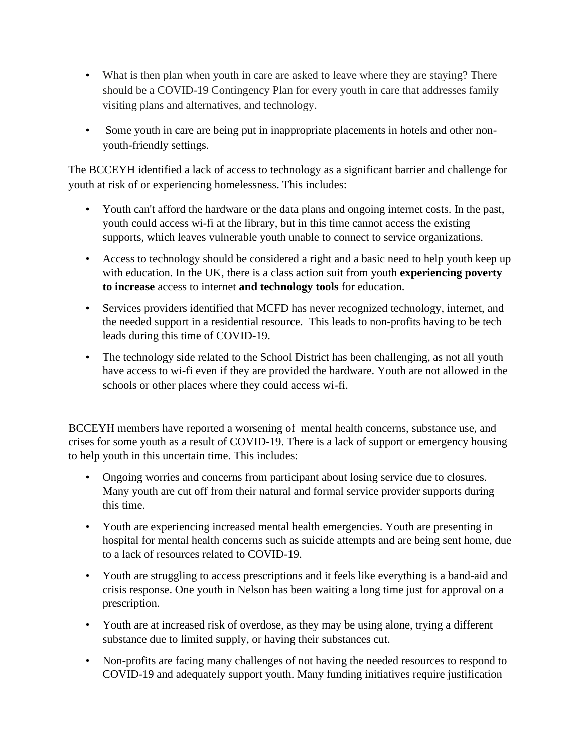- What is then plan when youth in care are asked to leave where they are staying? There should be a COVID-19 Contingency Plan for every youth in care that addresses family visiting plans and alternatives, and technology.
- Some youth in care are being put in inappropriate placements in hotels and other non-youth-friendly settings.

The BCCEYH identified a lack of access to technology as a significant barrier and challenge for youth at risk of or experiencing homelessness. This includes:

- Youth can't afford the hardware or the data plans and ongoing internet costs. In the past, youth could access wi-fi at the library, but in this time cannot access the existing supports, which leaves vulnerable youth unable to connect to service organizations.
- Access to technology should be considered a right and a basic need to help youth keep up with education. In the UK, there is a class action suit from youth **experiencing poverty to increase** access to internet **and technology tools** for education.
- Services providers identified that MCFD has never recognized technology, internet, and the needed support in a residential resource. This leads to non-profits having to be tech leads during this time of COVID-19.
- The technology side related to the School District has been challenging, as not all youth have access to wi-fi even if they are provided the hardware. Youth are not allowed in the schools or other places where they could access wi-fi.

BCCEYH members have reported a worsening of mental health concerns, substance use, and crises for some youth as a result of COVID-19. There is a lack of support or emergency housing to help youth in this uncertain time. This includes:

- Ongoing worries and concerns from participant about losing service due to closures. Many youth are cut off from their natural and formal service provider supports during this time.
- Youth are experiencing increased mental health emergencies. Youth are presenting in hospital for mental health concerns such as suicide attempts and are being sent home, due to a lack of resources related to COVID-19.
- Youth are struggling to access prescriptions and it feels like everything is a band-aid and crisis response. One youth in Nelson has been waiting a long time just for approval on a prescription.
- Youth are at increased risk of overdose, as they may be using alone, trying a different substance due to limited supply, or having their substances cut.
- Non-profits are facing many challenges of not having the needed resources to respond to COVID-19 and adequately support youth. Many funding initiatives require justification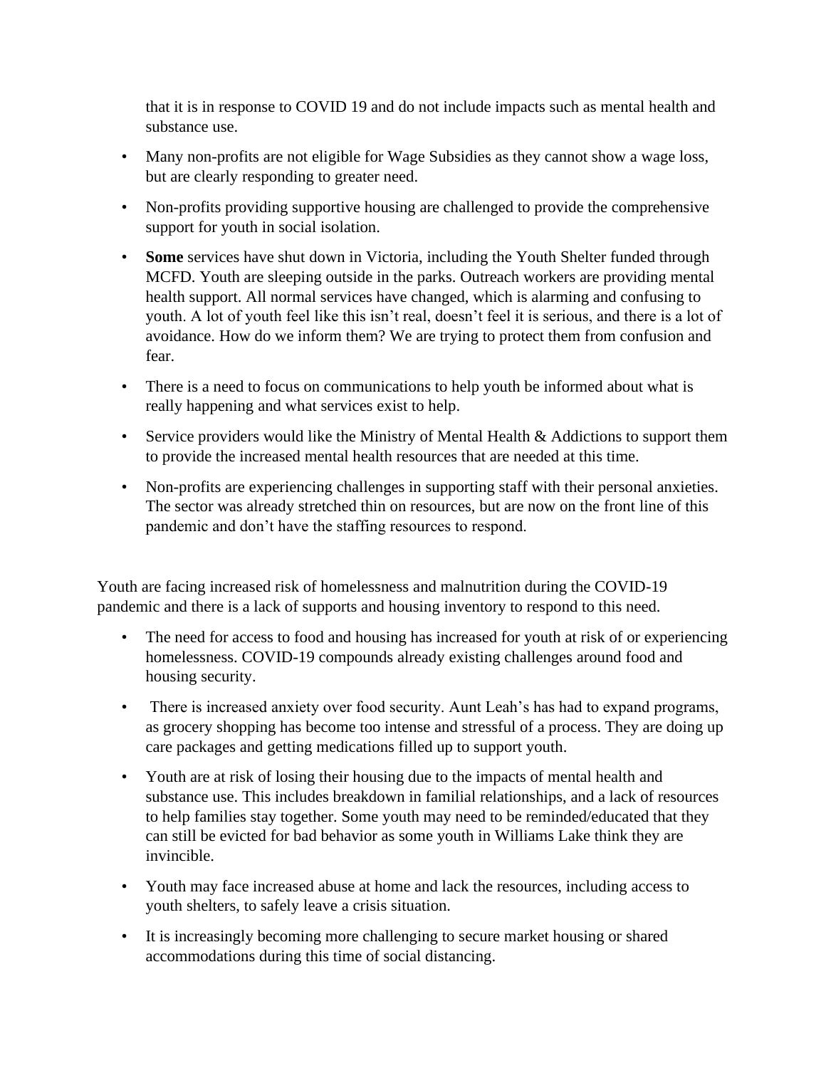that it is in response to COVID 19 and do not include impacts such as mental health and substance use.

- Many non-profits are not eligible for Wage Subsidies as they cannot show a wage loss, but are clearly responding to greater need.
- Non-profits providing supportive housing are challenged to provide the comprehensive support for youth in social isolation.
- **Some** services have shut down in Victoria, including the Youth Shelter funded through MCFD. Youth are sleeping outside in the parks. Outreach workers are providing mental health support. All normal services have changed, which is alarming and confusing to youth. A lot of youth feel like this isn't real, doesn't feel it is serious, and there is a lot of avoidance. How do we inform them? We are trying to protect them from confusion and fear.
- There is a need to focus on communications to help youth be informed about what is really happening and what services exist to help.
- Service providers would like the Ministry of Mental Health & Addictions to support them to provide the increased mental health resources that are needed at this time.
- Non-profits are experiencing challenges in supporting staff with their personal anxieties. The sector was already stretched thin on resources, but are now on the front line of this pandemic and don't have the staffing resources to respond.

Youth are facing increased risk of homelessness and malnutrition during the COVID-19 pandemic and there is a lack of supports and housing inventory to respond to this need.

- The need for access to food and housing has increased for youth at risk of or experiencing homelessness. COVID-19 compounds already existing challenges around food and housing security.
- There is increased anxiety over food security. Aunt Leah's has had to expand programs, as grocery shopping has become too intense and stressful of a process. They are doing up care packages and getting medications filled up to support youth.
- Youth are at risk of losing their housing due to the impacts of mental health and substance use. This includes breakdown in familial relationships, and a lack of resources to help families stay together. Some youth may need to be reminded/educated that they can still be evicted for bad behavior as some youth in Williams Lake think they are invincible.
- Youth may face increased abuse at home and lack the resources, including access to youth shelters, to safely leave a crisis situation.
- It is increasingly becoming more challenging to secure market housing or shared accommodations during this time of social distancing.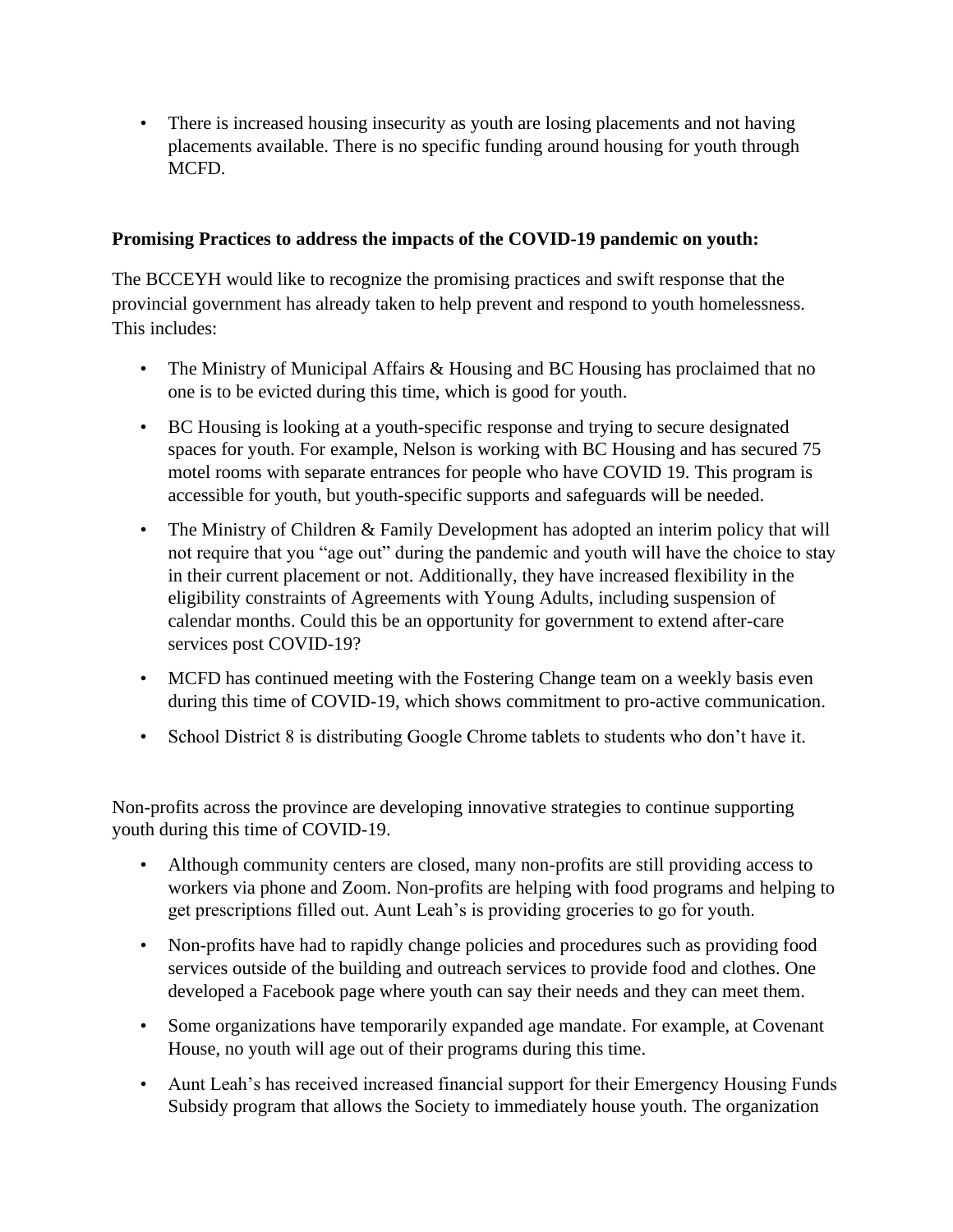- There is increased housing insecurity as youth are losing placements and not having placements available. There is no specific funding around housing for youth through MCFD.

**Promising Practices to address the impacts of the COVID-19 pandemic on youth:**

The BCCEYH would like to recognize the promising practices and swift response that the provincial government has already taken to help prevent and respond to youth homelessness. This includes:

- The Ministry of Municipal Affairs & Housing and BC Housing has proclaimed that no one is to be evicted during this time, which is good for youth.
- BC Housing is looking at a youth-specific response and trying to secure designated spaces for youth. For example, Nelson is working with BC Housing and has secured 75 motel rooms with separate entrances for people who have COVID 19. This program is accessible for youth, but youth-specific supports and safeguards will be needed.
- The Ministry of Children & Family Development has adopted an interim policy that will not require that you "age out" during the pandemic and youth will have the choice to stay in their current placement or not. Additionally, they have increased flexibility in the eligibility constraints of Agreements with Young Adults, including suspension of calendar months. Could this be an opportunity for government to extend after-care services post COVID-19?
- MCFD has continued meeting with the Fostering Change team on a weekly basis even during this time of COVID-19, which shows commitment to pro-active communication.
- School District 8 is distributing Google Chrome tablets to students who don't have it.

Non-profits across the province are developing innovative strategies to continue supporting youth during this time of COVID-19.

- Although community centers are closed, many non-profits are still providing access to workers via phone and Zoom. Non-profits are helping with food programs and helping to get prescriptions filled out. Aunt Leah's is providing groceries to go for youth.
- Non-profits have had to rapidly change policies and procedures such as providing food services outside of the building and outreach services to provide food and clothes. One developed a Facebook page where youth can say their needs and they can meet them.
- Some organizations have temporarily expanded age mandate. For example, at Covenant House, no youth will age out of their programs during this time.
- Aunt Leah's has received increased financial support for their Emergency Housing Funds Subsidy program that allows the Society to immediately house youth. The organization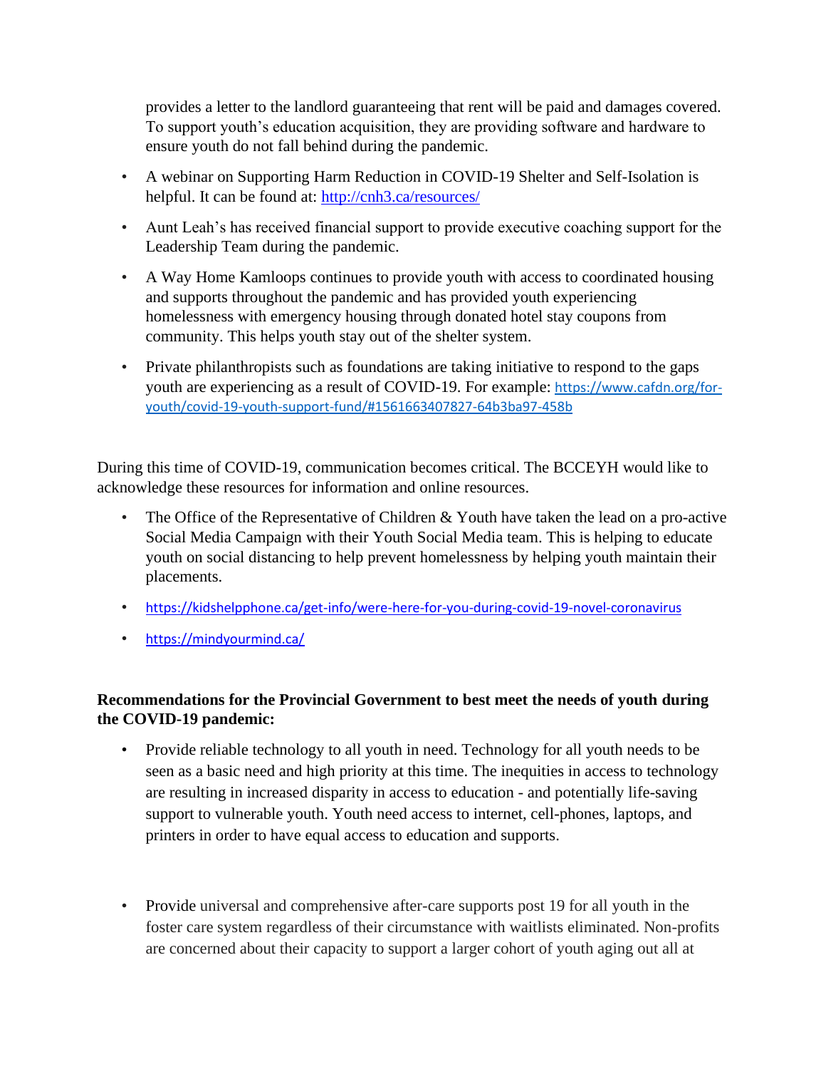provides a letter to the landlord guaranteeing that rent will be paid and damages covered. To support youth's education acquisition, they are providing software and hardware to ensure youth do not fall behind during the pandemic.

- A webinar on Supporting Harm Reduction in COVID-19 Shelter and Self-Isolation is helpful. It can be found at: http://cnh3.ca/resources/
- Aunt Leah's has received financial support to provide executive coaching support for the Leadership Team during the pandemic.
- A Way Home Kamloops continues to provide youth with access to coordinated housing and supports throughout the pandemic and has provided youth experiencing homelessness with emergency housing through donated hotel stay coupons from community. This helps youth stay out of the shelter system.
- Private philanthropists such as foundations are taking initiative to respond to the gaps youth are experiencing as a result of COVID-19. For example: https://www.cafdn.org/for-youth/covid-19-youth-support-fund/#1561663407827-64b3ba97-458b

During this time of COVID-19, communication becomes critical. The BCCEYH would like to acknowledge these resources for information and online resources.

- The Office of the Representative of Children & Youth have taken the lead on a pro-active Social Media Campaign with their Youth Social Media team. This is helping to educate youth on social distancing to help prevent homelessness by helping youth maintain their placements.
- https://kidshelpphone.ca/get-info/were-here-for-you-during-covid-19-novel-coronavirus
- https://mindyourmind.ca/

**Recommendations for the Provincial Government to best meet the needs of youth during the COVID-19 pandemic:**

- Provide reliable technology to all youth in need. Technology for all youth needs to be seen as a basic need and high priority at this time. The inequities in access to technology are resulting in increased disparity in access to education - and potentially life-saving support to vulnerable youth. Youth need access to internet, cell-phones, laptops, and printers in order to have equal access to education and supports.

- Provide universal and comprehensive after-care supports post 19 for all youth in the foster care system regardless of their circumstance with waitlists eliminated. Non-profits are concerned about their capacity to support a larger cohort of youth aging out all at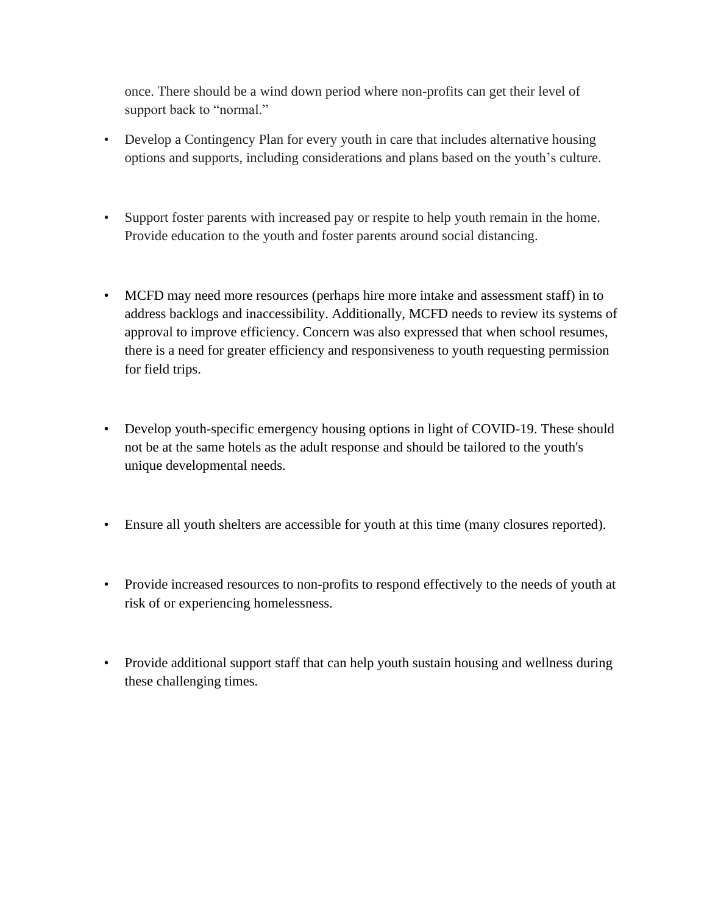once. There should be a wind down period where non-profits can get their level of support back to "normal."

- Develop a Contingency Plan for every youth in care that includes alternative housing options and supports, including considerations and plans based on the youth's culture.

- Support foster parents with increased pay or respite to help youth remain in the home. Provide education to the youth and foster parents around social distancing.

- MCFD may need more resources (perhaps hire more intake and assessment staff) in to address backlogs and inaccessibility. Additionally, MCFD needs to review its systems of approval to improve efficiency. Concern was also expressed that when school resumes, there is a need for greater efficiency and responsiveness to youth requesting permission for field trips.

- Develop youth-specific emergency housing options in light of COVID-19. These should not be at the same hotels as the adult response and should be tailored to the youth's unique developmental needs.

- Ensure all youth shelters are accessible for youth at this time (many closures reported).

- Provide increased resources to non-profits to respond effectively to the needs of youth at risk of or experiencing homelessness.

- Provide additional support staff that can help youth sustain housing and wellness during these challenging times.